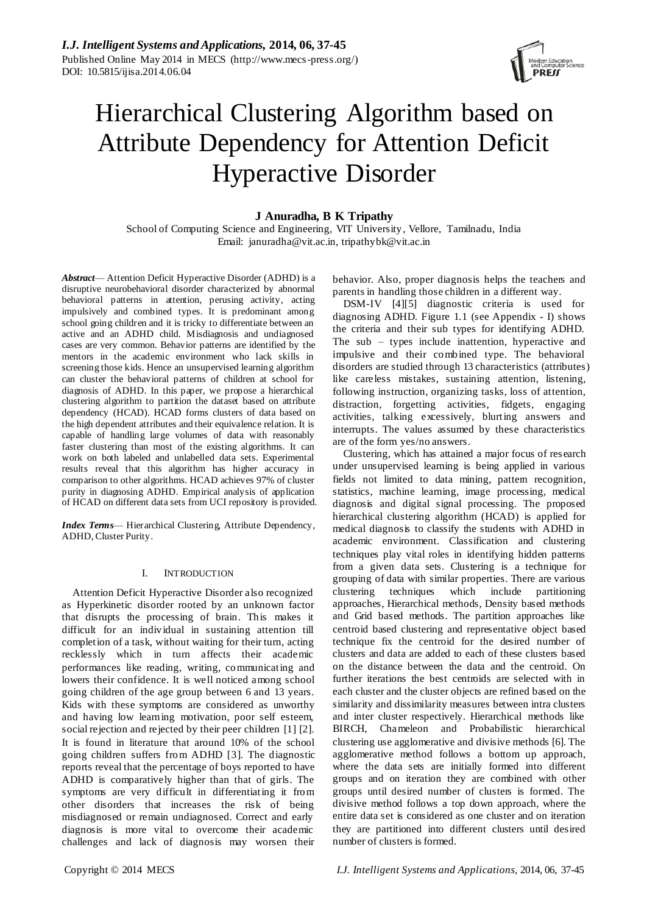# Hierarchical Clustering Algorithm based on Attribute Dependency for Attention Deficit Hyperactive Disorder

**J Anuradha, B K Tripathy**

School of Computing Science and Engineering, VIT University, Vellore, Tamilnadu, India
Email: januradha@vit.ac.in, tripathybk@vit.ac.in

***Abstract***— Attention Deficit Hyperactive Disorder (ADHD) is a disruptive neurobehavioral disorder characterized by abnormal behavioral patterns in attention, perusing activity, acting impulsively and combined types. It is predominant among school going children and it is tricky to differentiate between an active and an ADHD child. Misdiagnosis and undiagnosed cases are very common. Behavior patterns are identified by the mentors in the academic environment who lack skills in screening those kids. Hence an unsupervised learning algorithm can cluster the behavioral patterns of children at school for diagnosis of ADHD. In this paper, we propose a hierarchical clustering algorithm to partition the dataset based on attribute dependency (HCAD). HCAD forms clusters of data based on the high dependent attributes and their equivalence relation. It is capable of handling large volumes of data with reasonably faster clustering than most of the existing algorithms. It can work on both labeled and unlabelled data sets. Experimental results reveal that this algorithm has higher accuracy in comparison to other algorithms. HCAD achieves 97% of cluster purity in diagnosing ADHD. Empirical analysis of application of HCAD on different data sets from UCI repository is provided.

***Index Terms***— Hierarchical Clustering, Attribute Dependency, ADHD, Cluster Purity.

## I. INTRODUCTION

Attention Deficit Hyperactive Disorder also recognized as Hyperkinetic disorder rooted by an unknown factor that disrupts the processing of brain. This makes it difficult for an individual in sustaining attention till completion of a task, without waiting for their turn, acting recklessly which in turn affects their academic performances like reading, writing, communicating and lowers their confidence. It is well noticed among school going children of the age group between 6 and 13 years. Kids with these symptoms are considered as unworthy and having low learning motivation, poor self esteem, social rejection and rejected by their peer children [1] [2]. It is found in literature that around 10% of the school going children suffers from ADHD [3]. The diagnostic reports reveal that the percentage of boys reported to have ADHD is comparatively higher than that of girls. The symptoms are very difficult in differentiating it from other disorders that increases the risk of being misdiagnosed or remain undiagnosed. Correct and early diagnosis is more vital to overcome their academic challenges and lack of diagnosis may worsen their behavior. Also, proper diagnosis helps the teachers and parents in handling those children in a different way.

DSM-IV [4][5] diagnostic criteria is used for diagnosing ADHD. Figure 1.1 (see Appendix - I) shows the criteria and their sub types for identifying ADHD. The sub – types include inattention, hyperactive and impulsive and their combined type. The behavioral disorders are studied through 13 characteristics (attributes) like careless mistakes, sustaining attention, listening, following instruction, organizing tasks, loss of attention, distraction, forgetting activities, fidgets, engaging activities, talking excessively, blurting answers and interrupts. The values assumed by these characteristics are of the form yes/no answers.

Clustering, which has attained a major focus of research under unsupervised learning is being applied in various fields not limited to data mining, pattern recognition, statistics, machine learning, image processing, medical diagnosis and digital signal processing. The proposed hierarchical clustering algorithm (HCAD) is applied for medical diagnosis to classify the students with ADHD in academic environment. Classification and clustering techniques play vital roles in identifying hidden patterns from a given data sets. Clustering is a technique for grouping of data with similar properties. There are various clustering techniques which include partitioning approaches, Hierarchical methods, Density based methods and Grid based methods. The partition approaches like centroid based clustering and representative object based technique fix the centroid for the desired number of clusters and data are added to each of these clusters based on the distance between the data and the centroid. On further iterations the best centroids are selected with in each cluster and the cluster objects are refined based on the similarity and dissimilarity measures between intra clusters and inter cluster respectively. Hierarchical methods like BIRCH, Chameleon and Probabilistic hierarchical clustering use agglomerative and divisive methods [6]. The agglomerative method follows a bottom up approach, where the data sets are initially formed into different groups and on iteration they are combined with other groups until desired number of clusters is formed. The divisive method follows a top down approach, where the entire data set is considered as one cluster and on iteration they are partitioned into different clusters until desired number of clusters is formed.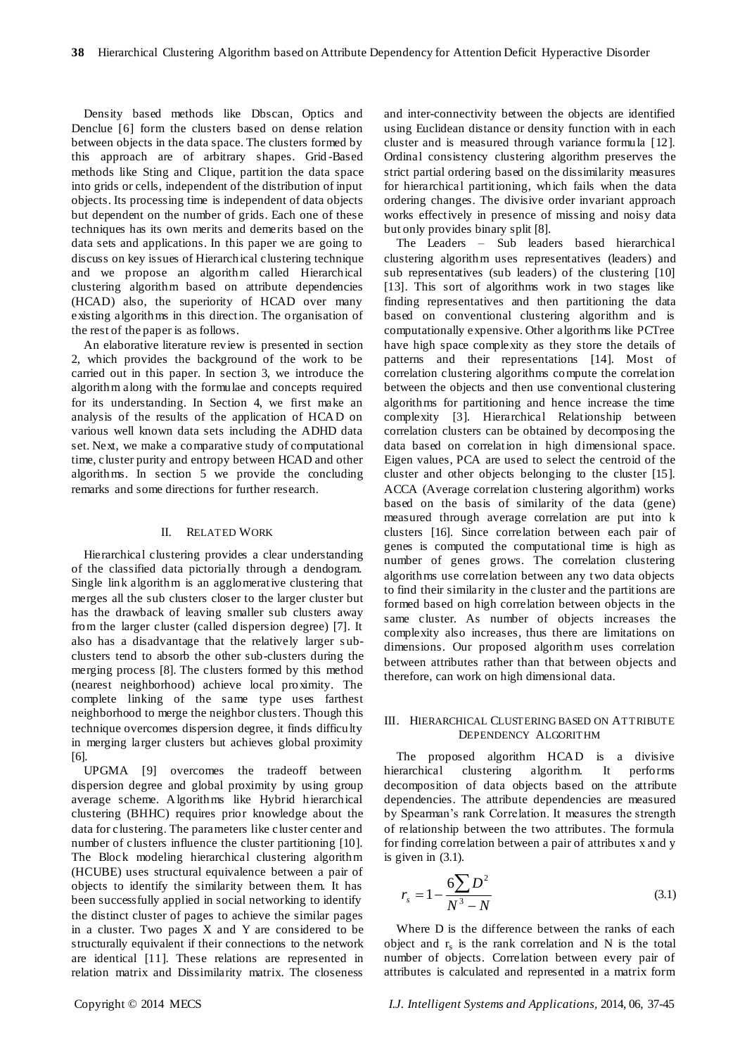Density based methods like Dbscan, Optics and Denclue [6] form the clusters based on dense relation between objects in the data space. The clusters formed by this approach are of arbitrary shapes. Grid-Based methods like Sting and Clique, partition the data space into grids or cells, independent of the distribution of input objects. Its processing time is independent of data objects but dependent on the number of grids. Each one of these techniques has its own merits and demerits based on the data sets and applications. In this paper we are going to discuss on key issues of Hierarchical clustering technique and we propose an algorithm called Hierarchical clustering algorithm based on attribute dependencies (HCAD) also, the superiority of HCAD over many existing algorithms in this direction. The organisation of the rest of the paper is as follows.

An elaborative literature review is presented in section 2, which provides the background of the work to be carried out in this paper. In section 3, we introduce the algorithm along with the formulae and concepts required for its understanding. In Section 4, we first make an analysis of the results of the application of HCAD on various well known data sets including the ADHD data set. Next, we make a comparative study of computational time, cluster purity and entropy between HCAD and other algorithms. In section 5 we provide the concluding remarks and some directions for further research.

## II. Related Work

Hierarchical clustering provides a clear understanding of the classified data pictorially through a dendogram. Single link algorithm is an agglomerative clustering that merges all the sub clusters closer to the larger cluster but has the drawback of leaving smaller sub clusters away from the larger cluster (called dispersion degree) [7]. It also has a disadvantage that the relatively larger sub-clusters tend to absorb the other sub-clusters during the merging process [8]. The clusters formed by this method (nearest neighborhood) achieve local proximity. The complete linking of the same type uses farthest neighborhood to merge the neighbor clusters. Though this technique overcomes dispersion degree, it finds difficulty in merging larger clusters but achieves global proximity [6].

UPGMA [9] overcomes the tradeoff between dispersion degree and global proximity by using group average scheme. Algorithms like Hybrid hierarchical clustering (BHHC) requires prior knowledge about the data for clustering. The parameters like cluster center and number of clusters influence the cluster partitioning [10]. The Block modeling hierarchical clustering algorithm (HCUBE) uses structural equivalence between a pair of objects to identify the similarity between them. It has been successfully applied in social networking to identify the distinct cluster of pages to achieve the similar pages in a cluster. Two pages X and Y are considered to be structurally equivalent if their connections to the network are identical [11]. These relations are represented in relation matrix and Dissimilarity matrix. The closeness and inter-connectivity between the objects are identified using Euclidean distance or density function with in each cluster and is measured through variance formula [12]. Ordinal consistency clustering algorithm preserves the strict partial ordering based on the dissimilarity measures for hierarchical partitioning, which fails when the data ordering changes. The divisive order invariant approach works effectively in presence of missing and noisy data but only provides binary split [8].

The Leaders – Sub leaders based hierarchical clustering algorithm uses representatives (leaders) and sub representatives (sub leaders) of the clustering [10] [13]. This sort of algorithms work in two stages like finding representatives and then partitioning the data based on conventional clustering algorithm and is computationally expensive. Other algorithms like PCTree have high space complexity as they store the details of patterns and their representations [14]. Most of correlation clustering algorithms compute the correlation between the objects and then use conventional clustering algorithms for partitioning and hence increase the time complexity [3]. Hierarchical Relationship between correlation clusters can be obtained by decomposing the data based on correlation in high dimensional space. Eigen values, PCA are used to select the centroid of the cluster and other objects belonging to the cluster [15]. ACCA (Average correlation clustering algorithm) works based on the basis of similarity of the data (gene) measured through average correlation are put into k clusters [16]. Since correlation between each pair of genes is computed the computational time is high as number of genes grows. The correlation clustering algorithms use correlation between any two data objects to find their similarity in the cluster and the partitions are formed based on high correlation between objects in the same cluster. As number of objects increases the complexity also increases, thus there are limitations on dimensions. Our proposed algorithm uses correlation between attributes rather than that between objects and therefore, can work on high dimensional data.

## III. Hierarchical Clustering based on Attribute Dependency Algorithm

The proposed algorithm HCAD is a divisive hierarchical clustering algorithm. It performs decomposition of data objects based on the attribute dependencies. The attribute dependencies are measured by Spearman's rank Correlation. It measures the strength of relationship between the two attributes. The formula for finding correlation between a pair of attributes x and y is given in (3.1).

$$r_s = 1 - \frac{6\sum D^2}{N^3 - N} \tag{3.1}$$

Where D is the difference between the ranks of each object and $r_s$ is the rank correlation and N is the total number of objects. Correlation between every pair of attributes is calculated and represented in a matrix form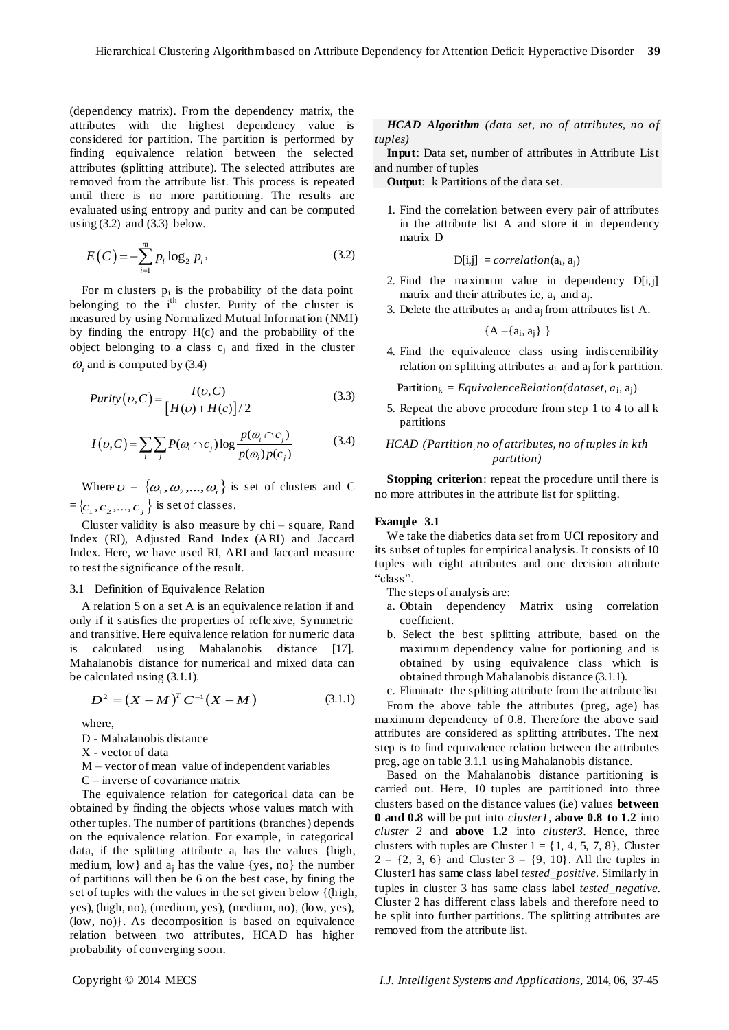(dependency matrix). From the dependency matrix, the attributes with the highest dependency value is considered for partition. The partition is performed by finding equivalence relation between the selected attributes (splitting attribute). The selected attributes are removed from the attribute list. This process is repeated until there is no more partitioning. The results are evaluated using entropy and purity and can be computed using (3.2) and (3.3) below.

$$E(C) = -\sum_{i=1}^{m} p_i \log_2 p_i, \tag{3.2}$$

For m clusters $p_i$ is the probability of the data point belonging to the $i^{th}$ cluster. Purity of the cluster is measured by using Normalized Mutual Information (NMI) by finding the entropy H(c) and the probability of the object belonging to a class $c_j$ and fixed in the cluster $\omega_i$ and is computed by (3.4)

$$Purity(\upsilon, C) = \frac{I(\upsilon, C)}{[H(\upsilon) + H(c)]/2} \tag{3.3}$$

$$I(\upsilon, C) = \sum_i \sum_j P(\omega_i \cap c_j) \log \frac{p(\omega_i \cap c_j)}{p(\omega_i) p(c_j)} \tag{3.4}$$

Where $\upsilon = \{\omega_1, \omega_2, ..., \omega_i\}$ is set of clusters and C $= \{c_1, c_2, ..., c_j\}$ is set of classes.

Cluster validity is also measure by chi – square, Rand Index (RI), Adjusted Rand Index (ARI) and Jaccard Index. Here, we have used RI, ARI and Jaccard measure to test the significance of the result.

### 3.1 Definition of Equivalence Relation

A relation S on a set A is an equivalence relation if and only if it satisfies the properties of reflexive, Symmetric and transitive. Here equivalence relation for numeric data is calculated using Mahalanobis distance [17]. Mahalanobis distance for numerical and mixed data can be calculated using (3.1.1).

$$D^2 = (X - M)^T C^{-1} (X - M) \tag{3.1.1}$$

where,

D - Mahalanobis distance

X - vector of data

M – vector of mean value of independent variables

C – inverse of covariance matrix

The equivalence relation for categorical data can be obtained by finding the objects whose values match with other tuples. The number of partitions (branches) depends on the equivalence relation. For example, in categorical data, if the splitting attribute $a_i$ has the values {high, medium, low} and $a_j$ has the value {yes, no} the number of partitions will then be 6 on the best case, by fining the set of tuples with the values in the set given below {(high, yes), (high, no), (medium, yes), (medium, no), (low, yes), (low, no)}. As decomposition is based on equivalence relation between two attributes, HCAD has higher probability of converging soon.

***HCAD Algorithm*** *(data set, no of attributes, no of tuples)*

**Input**: Data set, number of attributes in Attribute List and number of tuples

**Output**: k Partitions of the data set.

1. Find the correlation between every pair of attributes in the attribute list A and store it in dependency matrix D

   $D[i,j] = correlation(a_i, a_j)$

2. Find the maximum value in dependency D[i,j] matrix and their attributes i.e, $a_i$ and $a_j$.
3. Delete the attributes $a_i$ and $a_j$ from attributes list A.

   $\{A - \{a_i, a_j\}\}$

4. Find the equivalence class using indiscernibility relation on splitting attributes $a_i$ and $a_j$ for k partition.

   $Partition_k = EquivalenceRelation(dataset, a_i, a_j)$

5. Repeat the above procedure from step 1 to 4 to all k partitions

*HCAD (Partition, no of attributes, no of tuples in kth partition)*

**Stopping criterion**: repeat the procedure until there is no more attributes in the attribute list for splitting.

**Example 3.1**

We take the diabetics data set from UCI repository and its subset of tuples for empirical analysis. It consists of 10 tuples with eight attributes and one decision attribute "class".

The steps of analysis are:

a. Obtain dependency Matrix using correlation coefficient.
b. Select the best splitting attribute, based on the maximum dependency value for portioning and is obtained by using equivalence class which is obtained through Mahalanobis distance (3.1.1).
c. Eliminate the splitting attribute from the attribute list

From the above table the attributes (preg, age) has maximum dependency of 0.8. Therefore the above said attributes are considered as splitting attributes. The next step is to find equivalence relation between the attributes preg, age on table 3.1.1 using Mahalanobis distance.

Based on the Mahalanobis distance partitioning is carried out. Here, 10 tuples are partitioned into three clusters based on the distance values (i.e) values **between 0 and 0.8** will be put into *cluster1*, **above 0.8 to 1.2** into *cluster 2* and **above 1.2** into *cluster3*. Hence, three clusters with tuples are Cluster 1 = {1, 4, 5, 7, 8}, Cluster 2 = {2, 3, 6} and Cluster 3 = {9, 10}. All the tuples in Cluster1 has same class label *tested_positive*. Similarly in tuples in cluster 3 has same class label *tested_negative*. Cluster 2 has different class labels and therefore need to be split into further partitions. The splitting attributes are removed from the attribute list.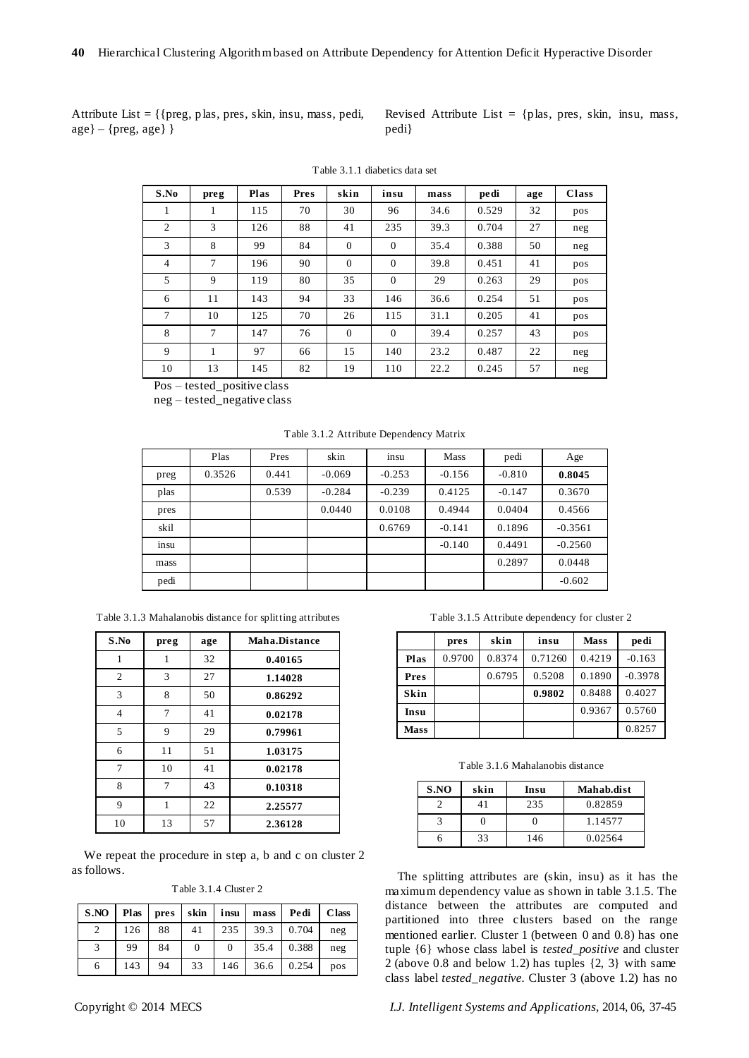Attribute List = {{preg, plas, pres, skin, insu, mass, pedi, age} – {preg, age} }

Revised Attribute List = {plas, pres, skin, insu, mass, pedi}

Table 3.1.1 diabetics data set

| S.No | preg | Plas | Pres | skin | insu | mass | pedi | age | Class |
|---|---|---|---|---|---|---|---|---|---|
| 1 | 1 | 115 | 70 | 30 | 96 | 34.6 | 0.529 | 32 | pos |
| 2 | 3 | 126 | 88 | 41 | 235 | 39.3 | 0.704 | 27 | neg |
| 3 | 8 | 99 | 84 | 0 | 0 | 35.4 | 0.388 | 50 | neg |
| 4 | 7 | 196 | 90 | 0 | 0 | 39.8 | 0.451 | 41 | pos |
| 5 | 9 | 119 | 80 | 35 | 0 | 29 | 0.263 | 29 | pos |
| 6 | 11 | 143 | 94 | 33 | 146 | 36.6 | 0.254 | 51 | pos |
| 7 | 10 | 125 | 70 | 26 | 115 | 31.1 | 0.205 | 41 | pos |
| 8 | 7 | 147 | 76 | 0 | 0 | 39.4 | 0.257 | 43 | pos |
| 9 | 1 | 97 | 66 | 15 | 140 | 23.2 | 0.487 | 22 | neg |
| 10 | 13 | 145 | 82 | 19 | 110 | 22.2 | 0.245 | 57 | neg |

Pos – tested_positive class
neg – tested_negative class

Table 3.1.2 Attribute Dependency Matrix

| | Plas | Pres | skin | insu | Mass | pedi | Age |
|---|---|---|---|---|---|---|---|
| preg | 0.3526 | 0.441 | -0.069 | -0.253 | -0.156 | -0.810 | **0.8045** |
| plas | | 0.539 | -0.284 | -0.239 | 0.4125 | -0.147 | 0.3670 |
| pres | | | 0.0440 | 0.0108 | 0.4944 | 0.0404 | 0.4566 |
| skil | | | | 0.6769 | -0.141 | 0.1896 | -0.3561 |
| insu | | | | | -0.140 | 0.4491 | -0.2560 |
| mass | | | | | | 0.2897 | 0.0448 |
| pedi | | | | | | | -0.602 |

Table 3.1.3 Mahalanobis distance for splitting attributes

| S.No | preg | age | Maha.Distance |
|---|---|---|---|
| 1 | 1 | 32 | **0.40165** |
| 2 | 3 | 27 | **1.14028** |
| 3 | 8 | 50 | **0.86292** |
| 4 | 7 | 41 | **0.02178** |
| 5 | 9 | 29 | **0.79961** |
| 6 | 11 | 51 | **1.03175** |
| 7 | 10 | 41 | **0.02178** |
| 8 | 7 | 43 | **0.10318** |
| 9 | 1 | 22 | **2.25577** |
| 10 | 13 | 57 | **2.36128** |

We repeat the procedure in step a, b and c on cluster 2 as follows.

Table 3.1.4 Cluster 2

| S.NO | Plas | pres | skin | insu | mass | Pedi | Class |
|---|---|---|---|---|---|---|---|
| 2 | 126 | 88 | 41 | 235 | 39.3 | 0.704 | neg |
| 3 | 99 | 84 | 0 | 0 | 35.4 | 0.388 | neg |
| 6 | 143 | 94 | 33 | 146 | 36.6 | 0.254 | pos |

Table 3.1.5 Attribute dependency for cluster 2

| | pres | skin | insu | Mass | pedi |
|---|---|---|---|---|---|
| **Plas** | 0.9700 | 0.8374 | 0.71260 | 0.4219 | -0.163 |
| **Pres** | | 0.6795 | 0.5208 | 0.1890 | -0.3978 |
| **Skin** | | | **0.9802** | 0.8488 | 0.4027 |
| **Insu** | | | | 0.9367 | 0.5760 |
| **Mass** | | | | | 0.8257 |

Table 3.1.6 Mahalanobis distance

| S.NO | skin | Insu | Mahab.dist |
|---|---|---|---|
| 2 | 41 | 235 | 0.82859 |
| 3 | 0 | 0 | 1.14577 |
| 6 | 33 | 146 | 0.02564 |

The splitting attributes are (skin, insu) as it has the maximum dependency value as shown in table 3.1.5. The distance between the attributes are computed and partitioned into three clusters based on the range mentioned earlier. Cluster 1 (between 0 and 0.8) has one tuple {6} whose class label is *tested_positive* and cluster 2 (above 0.8 and below 1.2) has tuples {2, 3} with same class label *tested_negative*. Cluster 3 (above 1.2) has no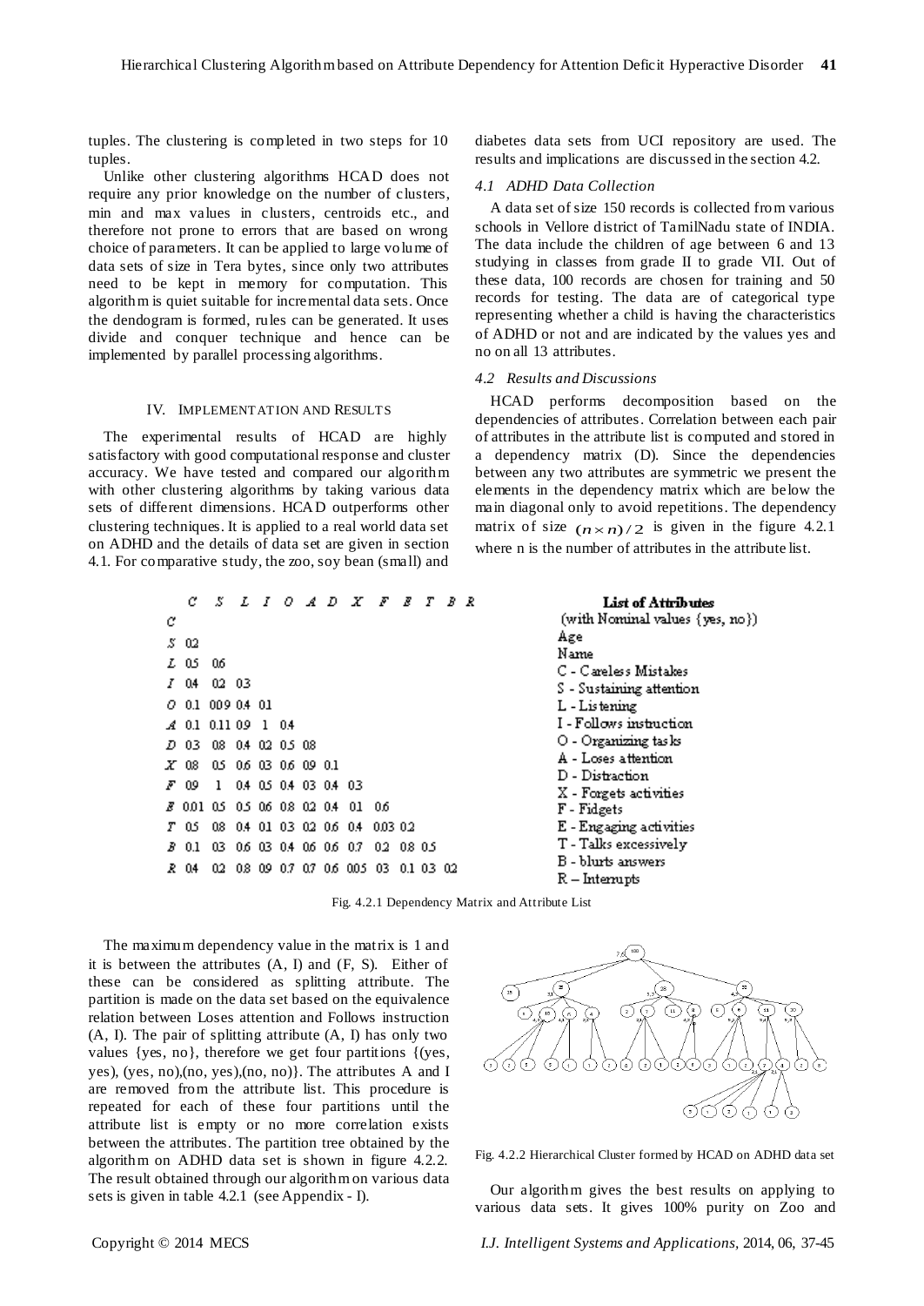tuples. The clustering is completed in two steps for 10 tuples.

Unlike other clustering algorithms HCAD does not require any prior knowledge on the number of clusters, min and max values in clusters, centroids etc., and therefore not prone to errors that are based on wrong choice of parameters. It can be applied to large volume of data sets of size in Tera bytes, since only two attributes need to be kept in memory for computation. This algorithm is quiet suitable for incremental data sets. Once the dendogram is formed, rules can be generated. It uses divide and conquer technique and hence can be implemented by parallel processing algorithms.

## IV. Implementation and Results

The experimental results of HCAD are highly satisfactory with good computational response and cluster accuracy. We have tested and compared our algorithm with other clustering algorithms by taking various data sets of different dimensions. HCAD outperforms other clustering techniques. It is applied to a real world data set on ADHD and the details of data set are given in section 4.1. For comparative study, the zoo, soy bean (small) and diabetes data sets from UCI repository are used. The results and implications are discussed in the section 4.2.

### *4.1 ADHD Data Collection*

A data set of size 150 records is collected from various schools in Vellore district of TamilNadu state of INDIA. The data include the children of age between 6 and 13 studying in classes from grade II to grade VII. Out of these data, 100 records are chosen for training and 50 records for testing. The data are of categorical type representing whether a child is having the characteristics of ADHD or not and are indicated by the values yes and no on all 13 attributes.

### *4.2 Results and Discussions*

HCAD performs decomposition based on the dependencies of attributes. Correlation between each pair of attributes in the attribute list is computed and stored in a dependency matrix (D). Since the dependencies between any two attributes are symmetric we present the elements in the dependency matrix which are below the main diagonal only to avoid repetitions. The dependency matrix of size $(n \times n)/2$ is given in the figure 4.2.1 where n is the number of attributes in the attribute list.

| | C | S | L | I | O | A | D | X | F | E | T | B | R |
|---|---|---|---|---|---|---|---|---|---|---|---|---|---|
| C | | | | | | | | | | | | | |
| S | 0.2 | | | | | | | | | | | | |
| L | 0.5 | 0.6 | | | | | | | | | | | |
| I | 0.4 | 0.2 | 0.3 | | | | | | | | | | |
| O | 0.1 | 0.09 | 0.4 | 0.1 | | | | | | | | | |
| A | 0.1 | 0.11 | 0.9 | 1 | 0.4 | | | | | | | | |
| D | 0.3 | 0.8 | 0.4 | 0.2 | 0.5 | 0.8 | | | | | | | |
| X | 0.8 | 0.5 | 0.6 | 0.3 | 0.6 | 0.9 | 0.1 | | | | | | |
| F | 0.9 | 1 | 0.4 | 0.5 | 0.4 | 0.3 | 0.4 | 0.3 | | | | | |
| E | 0.01 | 0.5 | 0.5 | 0.6 | 0.8 | 0.2 | 0.4 | 0.1 | 0.6 | | | | |
| T | 0.5 | 0.8 | 0.4 | 0.1 | 0.3 | 0.2 | 0.6 | 0.4 | 0.03 | 0.2 | | | |
| B | 0.1 | 0.3 | 0.6 | 0.3 | 0.4 | 0.6 | 0.6 | 0.7 | 0.2 | 0.8 | 0.5 | | |
| R | 0.4 | 0.2 | 0.8 | 0.9 | 0.7 | 0.7 | 0.6 | 0.05 | 0.3 | 0.1 | 0.3 | 0.2 | |

**List of Attributes**
(with Nominal values {yes, no})
Age
Name
C - Careless Mistakes
S - Sustaining attention
L - Listening
I - Follows instruction
O - Organizing tasks
A - Loses attention
D - Distraction
X - Forgets activities
F - Fidgets
E - Engaging activities
T - Talks excessively
B - blurts answers
R – Interrupts

Fig. 4.2.1 Dependency Matrix and Attribute List

The maximum dependency value in the matrix is 1 and it is between the attributes (A, I) and (F, S). Either of these can be considered as splitting attribute. The partition is made on the data set based on the equivalence relation between Loses attention and Follows instruction (A, I). The pair of splitting attribute (A, I) has only two values {yes, no}, therefore we get four partitions {(yes, yes), (yes, no),(no, yes),(no, no)}. The attributes A and I are removed from the attribute list. This procedure is repeated for each of these four partitions until the attribute list is empty or no more correlation exists between the attributes. The partition tree obtained by the algorithm on ADHD data set is shown in figure 4.2.2. The result obtained through our algorithm on various data sets is given in table 4.2.1 (see Appendix - I).

Fig. 4.2.2 Hierarchical Cluster formed by HCAD on ADHD data set

Our algorithm gives the best results on applying to various data sets. It gives 100% purity on Zoo and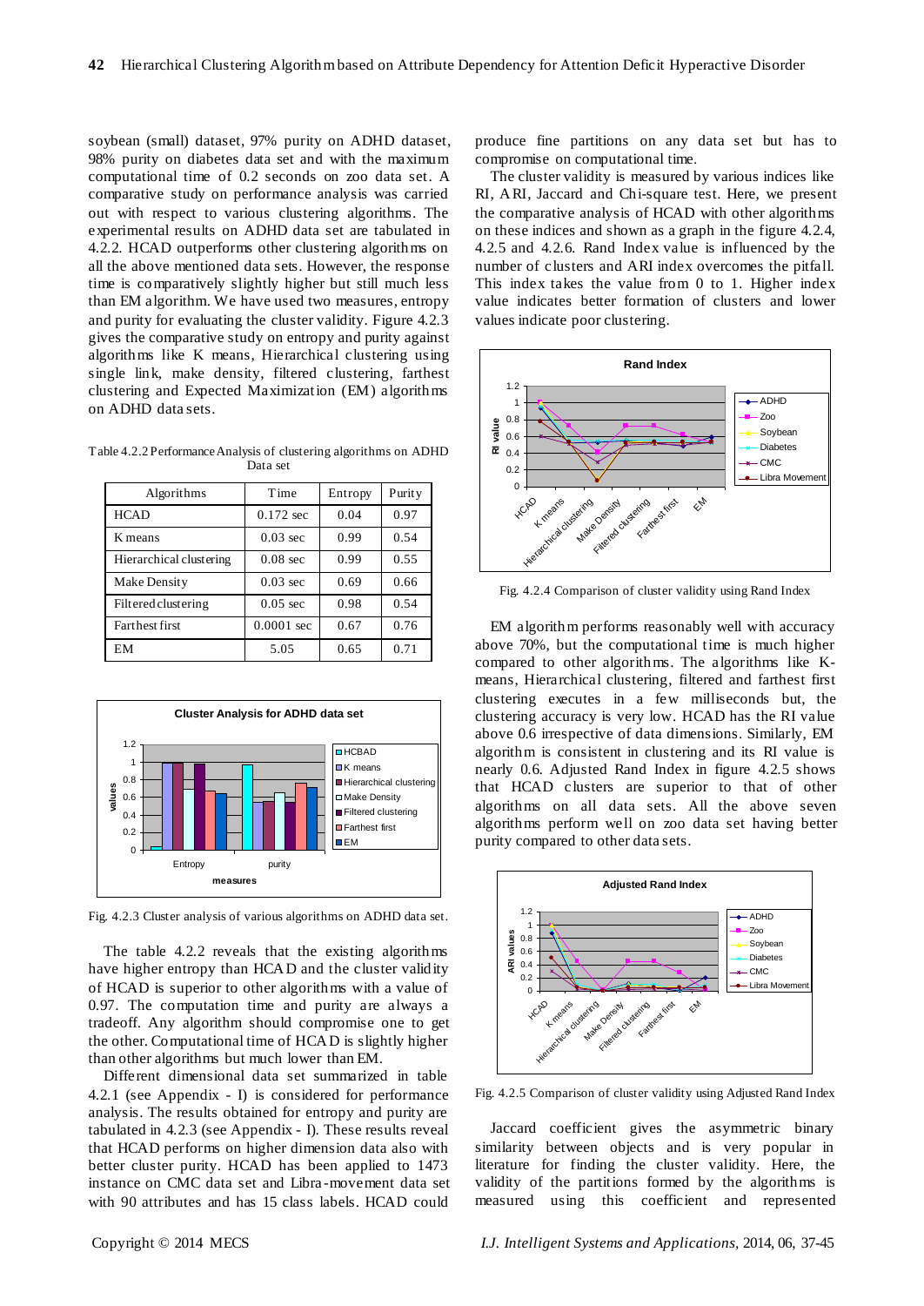soybean (small) dataset, 97% purity on ADHD dataset, 98% purity on diabetes data set and with the maximum computational time of 0.2 seconds on zoo data set. A comparative study on performance analysis was carried out with respect to various clustering algorithms. The experimental results on ADHD data set are tabulated in 4.2.2. HCAD outperforms other clustering algorithms on all the above mentioned data sets. However, the response time is comparatively slightly higher but still much less than EM algorithm. We have used two measures, entropy and purity for evaluating the cluster validity. Figure 4.2.3 gives the comparative study on entropy and purity against algorithms like K means, Hierarchical clustering using single link, make density, filtered clustering, farthest clustering and Expected Maximization (EM) algorithms on ADHD data sets.

Table 4.2.2 Performance Analysis of clustering algorithms on ADHD Data set

| Algorithms | Time | Entropy | Purity |
|---|---|---|---|
| HCAD | 0.172 sec | 0.04 | 0.97 |
| K means | 0.03 sec | 0.99 | 0.54 |
| Hierarchical clustering | 0.08 sec | 0.99 | 0.55 |
| Make Density | 0.03 sec | 0.69 | 0.66 |
| Filtered clustering | 0.05 sec | 0.98 | 0.54 |
| Farthest first | 0.0001 sec | 0.67 | 0.76 |
| EM | 5.05 | 0.65 | 0.71 |

Fig. 4.2.3 Cluster analysis of various algorithms on ADHD data set.

The table 4.2.2 reveals that the existing algorithms have higher entropy than HCAD and the cluster validity of HCAD is superior to other algorithms with a value of 0.97. The computation time and purity are always a tradeoff. Any algorithm should compromise one to get the other. Computational time of HCAD is slightly higher than other algorithms but much lower than EM.

Different dimensional data set summarized in table 4.2.1 (see Appendix - I) is considered for performance analysis. The results obtained for entropy and purity are tabulated in 4.2.3 (see Appendix - I). These results reveal that HCAD performs on higher dimension data also with better cluster purity. HCAD has been applied to 1473 instance on CMC data set and Libra-movement data set with 90 attributes and has 15 class labels. HCAD could produce fine partitions on any data set but has to compromise on computational time.

The cluster validity is measured by various indices like RI, ARI, Jaccard and Chi-square test. Here, we present the comparative analysis of HCAD with other algorithms on these indices and shown as a graph in the figure 4.2.4, 4.2.5 and 4.2.6. Rand Index value is influenced by the number of clusters and ARI index overcomes the pitfall. This index takes the value from 0 to 1. Higher index value indicates better formation of clusters and lower values indicate poor clustering.

Fig. 4.2.4 Comparison of cluster validity using Rand Index

EM algorithm performs reasonably well with accuracy above 70%, but the computational time is much higher compared to other algorithms. The algorithms like K-means, Hierarchical clustering, filtered and farthest first clustering executes in a few milliseconds but, the clustering accuracy is very low. HCAD has the RI value above 0.6 irrespective of data dimensions. Similarly, EM algorithm is consistent in clustering and its RI value is nearly 0.6. Adjusted Rand Index in figure 4.2.5 shows that HCAD clusters are superior to that of other algorithms on all data sets. All the above seven algorithms perform well on zoo data set having better purity compared to other data sets.

Fig. 4.2.5 Comparison of cluster validity using Adjusted Rand Index

Jaccard coefficient gives the asymmetric binary similarity between objects and is very popular in literature for finding the cluster validity. Here, the validity of the partitions formed by the algorithms is measured using this coefficient and represented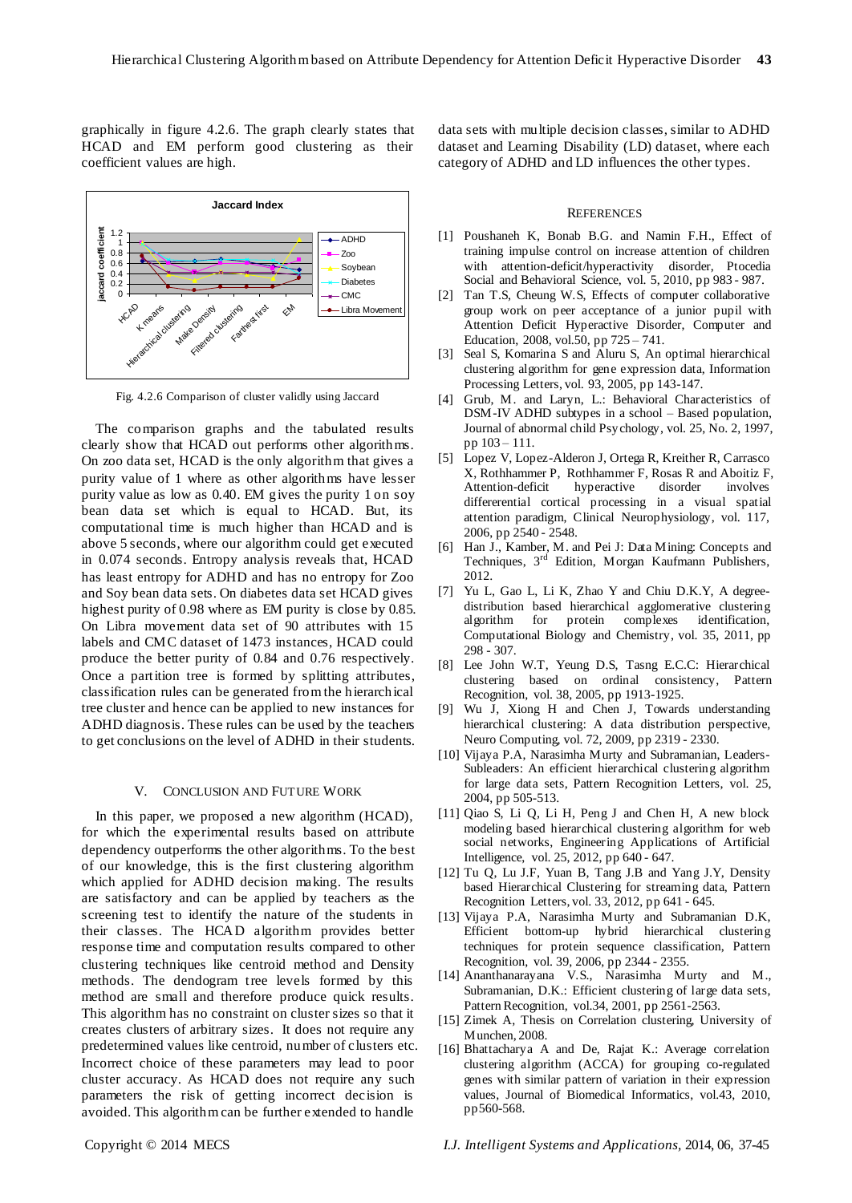graphically in figure 4.2.6. The graph clearly states that HCAD and EM perform good clustering as their coefficient values are high.

Fig. 4.2.6 Comparison of cluster validly using Jaccard

The comparison graphs and the tabulated results clearly show that HCAD out performs other algorithms. On zoo data set, HCAD is the only algorithm that gives a purity value of 1 where as other algorithms have lesser purity value as low as 0.40. EM gives the purity 1 on soy bean data set which is equal to HCAD. But, its computational time is much higher than HCAD and is above 5 seconds, where our algorithm could get executed in 0.074 seconds. Entropy analysis reveals that, HCAD has least entropy for ADHD and has no entropy for Zoo and Soy bean data sets. On diabetes data set HCAD gives highest purity of 0.98 where as EM purity is close by 0.85. On Libra movement data set of 90 attributes with 15 labels and CMC dataset of 1473 instances, HCAD could produce the better purity of 0.84 and 0.76 respectively. Once a partition tree is formed by splitting attributes, classification rules can be generated from the hierarchical tree cluster and hence can be applied to new instances for ADHD diagnosis. These rules can be used by the teachers to get conclusions on the level of ADHD in their students.

## V. Conclusion and Future Work

In this paper, we proposed a new algorithm (HCAD), for which the experimental results based on attribute dependency outperforms the other algorithms. To the best of our knowledge, this is the first clustering algorithm which applied for ADHD decision making. The results are satisfactory and can be applied by teachers as the screening test to identify the nature of the students in their classes. The HCAD algorithm provides better response time and computation results compared to other clustering techniques like centroid method and Density methods. The dendogram tree levels formed by this method are small and therefore produce quick results. This algorithm has no constraint on cluster sizes so that it creates clusters of arbitrary sizes. It does not require any predetermined values like centroid, number of clusters etc. Incorrect choice of these parameters may lead to poor cluster accuracy. As HCAD does not require any such parameters the risk of getting incorrect decision is avoided. This algorithm can be further extended to handle data sets with multiple decision classes, similar to ADHD dataset and Learning Disability (LD) dataset, where each category of ADHD and LD influences the other types.

## References

[1] Poushaneh K, Bonab B.G. and Namin F.H., Effect of training impulse control on increase attention of children with attention-deficit/hyperactivity disorder, Ptocedia Social and Behavioral Science, vol. 5, 2010, pp 983 - 987.

[2] Tan T.S, Cheung W.S, Effects of computer collaborative group work on peer acceptance of a junior pupil with Attention Deficit Hyperactive Disorder, Computer and Education, 2008, vol.50, pp 725 – 741.

[3] Seal S, Komarina S and Aluru S, An optimal hierarchical clustering algorithm for gene expression data, Information Processing Letters, vol. 93, 2005, pp 143-147.

[4] Grub, M. and Laryn, L.: Behavioral Characteristics of DSM-IV ADHD subtypes in a school – Based population, Journal of abnormal child Psychology, vol. 25, No. 2, 1997, pp 103 – 111.

[5] Lopez V, Lopez-Alderon J, Ortega R, Kreither R, Carrasco X, Rothhammer P, Rothhammer F, Rosas R and Aboitiz F, Attention-deficit hyperactive disorder involves differerential cortical processing in a visual spatial attention paradigm, Clinical Neurophysiology, vol. 117, 2006, pp 2540 - 2548.

[6] Han J., Kamber, M. and Pei J: Data Mining: Concepts and Techniques, 3rd Edition, Morgan Kaufmann Publishers, 2012.

[7] Yu L, Gao L, Li K, Zhao Y and Chiu D.K.Y, A degree-distribution based hierarchical agglomerative clustering algorithm for protein complexes identification, Computational Biology and Chemistry, vol. 35, 2011, pp 298 - 307.

[8] Lee John W.T, Yeung D.S, Tasng E.C.C: Hierarchical clustering based on ordinal consistency, Pattern Recognition, vol. 38, 2005, pp 1913-1925.

[9] Wu J, Xiong H and Chen J, Towards understanding hierarchical clustering: A data distribution perspective, Neuro Computing, vol. 72, 2009, pp 2319 - 2330.

[10] Vijaya P.A, Narasimha Murty and Subramanian, Leaders-Subleaders: An efficient hierarchical clustering algorithm for large data sets, Pattern Recognition Letters, vol. 25, 2004, pp 505-513.

[11] Qiao S, Li Q, Li H, Peng J and Chen H, A new block modeling based hierarchical clustering algorithm for web social networks, Engineering Applications of Artificial Intelligence, vol. 25, 2012, pp 640 - 647.

[12] Tu Q, Lu J.F, Yuan B, Tang J.B and Yang J.Y, Density based Hierarchical Clustering for streaming data, Pattern Recognition Letters, vol. 33, 2012, pp 641 - 645.

[13] Vijaya P.A, Narasimha Murty and Subramanian D.K, Efficient bottom-up hybrid hierarchical clustering techniques for protein sequence classification, Pattern Recognition, vol. 39, 2006, pp 2344 - 2355.

[14] Ananthanarayana V.S., Narasimha Murty and M., Subramanian, D.K.: Efficient clustering of large data sets, Pattern Recognition, vol.34, 2001, pp 2561-2563.

[15] Zimek A, Thesis on Correlation clustering, University of Munchen, 2008.

[16] Bhattacharya A and De, Rajat K.: Average correlation clustering algorithm (ACCA) for grouping co-regulated genes with similar pattern of variation in their expression values, Journal of Biomedical Informatics, vol.43, 2010, pp560-568.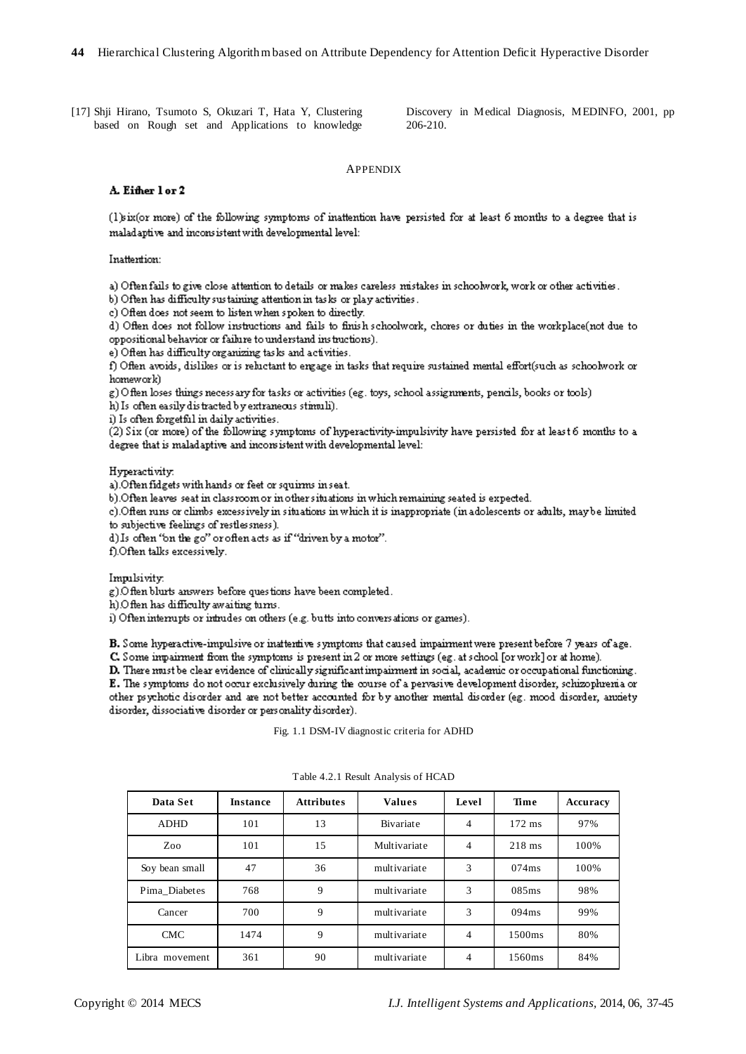[17] Shji Hirano, Tsumoto S, Okuzari T, Hata Y, Clustering based on Rough set and Applications to knowledge Discovery in Medical Diagnosis, MEDINFO, 2001, pp 206-210.

## APPENDIX

**A. Either 1 or 2**

(1)six(or more) of the following symptoms of inattention have persisted for at least 6 months to a degree that is maladaptive and inconsistent with developmental level:

Inattention:

a) Often fails to give close attention to details or makes careless mistakes in schoolwork, work or other activities.
b) Often has difficulty sustaining attention in tasks or play activities.
c) Often does not seem to listen when spoken to directly.
d) Often does not follow instructions and fails to finish schoolwork, chores or duties in the workplace(not due to oppositional behavior or failure to understand instructions).
e) Often has difficulty organizing tasks and activities.
f) Often avoids, dislikes or is reluctant to engage in tasks that require sustained mental effort(such as schoolwork or homework)
g) Often loses things necessary for tasks or activities (eg. toys, school assignments, pencils, books or tools)
h) Is often easily distracted by extraneous stimuli).
i) Is often forgetful in daily activities.
(2) Six (or more) of the following symptoms of hyperactivity-impulsivity have persisted for at least 6 months to a degree that is maladaptive and inconsistent with developmental level:

Hyperactivity:
a).Often fidgets with hands or feet or squirms in seat.
b).Often leaves seat in classroom or in other situations in which remaining seated is expected.
c).Often runs or climbs excessively in situations in which it is inappropriate (in adolescents or adults, may be limited to subjective feelings of restlessness).
d) Is often "on the go" or often acts as if "driven by a motor".
f).Often talks excessively.

Impulsivity:
g).Often blurts answers before questions have been completed.
h).Often has difficulty awaiting turns.
i) Often interrupts or intrudes on others (e.g. butts into conversations or games).

**B.** Some hyperactive-impulsive or inattentive symptoms that caused impairment were present before 7 years of age.
**C.** Some impairment from the symptoms is present in 2 or more settings (eg. at school [or work] or at home).
**D.** There must be clear evidence of clinically significant impairment in social, academic or occupational functioning.
**E.** The symptoms do not occur exclusively during the course of a pervasive development disorder, schizophrenia or other psychotic disorder and are not better accounted for by another mental disorder (eg. mood disorder, anxiety disorder, dissociative disorder or personality disorder).

Fig. 1.1 DSM-IV diagnostic criteria for ADHD

Table 4.2.1 Result Analysis of HCAD

| Data Set | Instance | Attributes | Values | Level | Time | Accuracy |
|---|---|---|---|---|---|---|
| ADHD | 101 | 13 | Bivariate | 4 | 172 ms | 97% |
| Zoo | 101 | 15 | Multivariate | 4 | 218 ms | 100% |
| Soy bean small | 47 | 36 | multivariate | 3 | 074ms | 100% |
| Pima_Diabetes | 768 | 9 | multivariate | 3 | 085ms | 98% |
| Cancer | 700 | 9 | multivariate | 3 | 094ms | 99% |
| CMC | 1474 | 9 | multivariate | 4 | 1500ms | 80% |
| Libra movement | 361 | 90 | multivariate | 4 | 1560ms | 84% |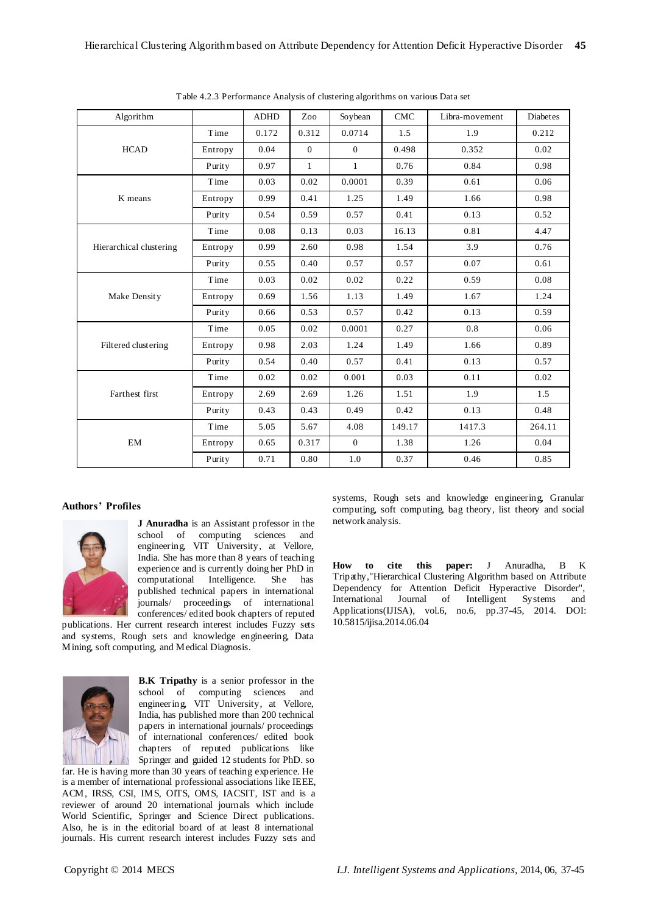Table 4.2.3 Performance Analysis of clustering algorithms on various Data set

| Algorithm | | ADHD | Zoo | Soybean | CMC | Libra-movement | Diabetes |
|---|---|---|---|---|---|---|---|
| HCAD | Time | 0.172 | 0.312 | 0.0714 | 1.5 | 1.9 | 0.212 |
| | Entropy | 0.04 | 0 | 0 | 0.498 | 0.352 | 0.02 |
| | Purity | 0.97 | 1 | 1 | 0.76 | 0.84 | 0.98 |
| K means | Time | 0.03 | 0.02 | 0.0001 | 0.39 | 0.61 | 0.06 |
| | Entropy | 0.99 | 0.41 | 1.25 | 1.49 | 1.66 | 0.98 |
| | Purity | 0.54 | 0.59 | 0.57 | 0.41 | 0.13 | 0.52 |
| Hierarchical clustering | Time | 0.08 | 0.13 | 0.03 | 16.13 | 0.81 | 4.47 |
| | Entropy | 0.99 | 2.60 | 0.98 | 1.54 | 3.9 | 0.76 |
| | Purity | 0.55 | 0.40 | 0.57 | 0.57 | 0.07 | 0.61 |
| Make Density | Time | 0.03 | 0.02 | 0.02 | 0.22 | 0.59 | 0.08 |
| | Entropy | 0.69 | 1.56 | 1.13 | 1.49 | 1.67 | 1.24 |
| | Purity | 0.66 | 0.53 | 0.57 | 0.42 | 0.13 | 0.59 |
| Filtered clustering | Time | 0.05 | 0.02 | 0.0001 | 0.27 | 0.8 | 0.06 |
| | Entropy | 0.98 | 2.03 | 1.24 | 1.49 | 1.66 | 0.89 |
| | Purity | 0.54 | 0.40 | 0.57 | 0.41 | 0.13 | 0.57 |
| Farthest first | Time | 0.02 | 0.02 | 0.001 | 0.03 | 0.11 | 0.02 |
| | Entropy | 2.69 | 2.69 | 1.26 | 1.51 | 1.9 | 1.5 |
| | Purity | 0.43 | 0.43 | 0.49 | 0.42 | 0.13 | 0.48 |
| EM | Time | 5.05 | 5.67 | 4.08 | 149.17 | 1417.3 | 264.11 |
| | Entropy | 0.65 | 0.317 | 0 | 1.38 | 1.26 | 0.04 |
| | Purity | 0.71 | 0.80 | 1.0 | 0.37 | 0.46 | 0.85 |

## Authors' Profiles

**J Anuradha** is an Assistant professor in the school of computing sciences and engineering, VIT University, at Vellore, India. She has more than 8 years of teaching experience and is currently doing her PhD in computational Intelligence. She has published technical papers in international journals/ proceedings of international conferences/ edited book chapters of reputed publications. Her current research interest includes Fuzzy sets and systems, Rough sets and knowledge engineering, Data Mining, soft computing, and Medical Diagnosis.

**B.K Tripathy** is a senior professor in the school of computing sciences and engineering, VIT University, at Vellore, India, has published more than 200 technical papers in international journals/ proceedings of international conferences/ edited book chapters of reputed publications like Springer and guided 12 students for PhD. so far. He is having more than 30 years of teaching experience. He is a member of international professional associations like IEEE, ACM, IRSS, CSI, IMS, OITS, OMS, IACSIT, IST and is a reviewer of around 20 international journals which include World Scientific, Springer and Science Direct publications. Also, he is in the editorial board of at least 8 international journals. His current research interest includes Fuzzy sets and systems, Rough sets and knowledge engineering, Granular computing, soft computing, bag theory, list theory and social network analysis.

**How to cite this paper:** J Anuradha, B K Tripathy,"Hierarchical Clustering Algorithm based on Attribute Dependency for Attention Deficit Hyperactive Disorder", International Journal of Intelligent Systems and Applications(IJISA), vol.6, no.6, pp.37-45, 2014. DOI: 10.5815/ijisa.2014.06.04